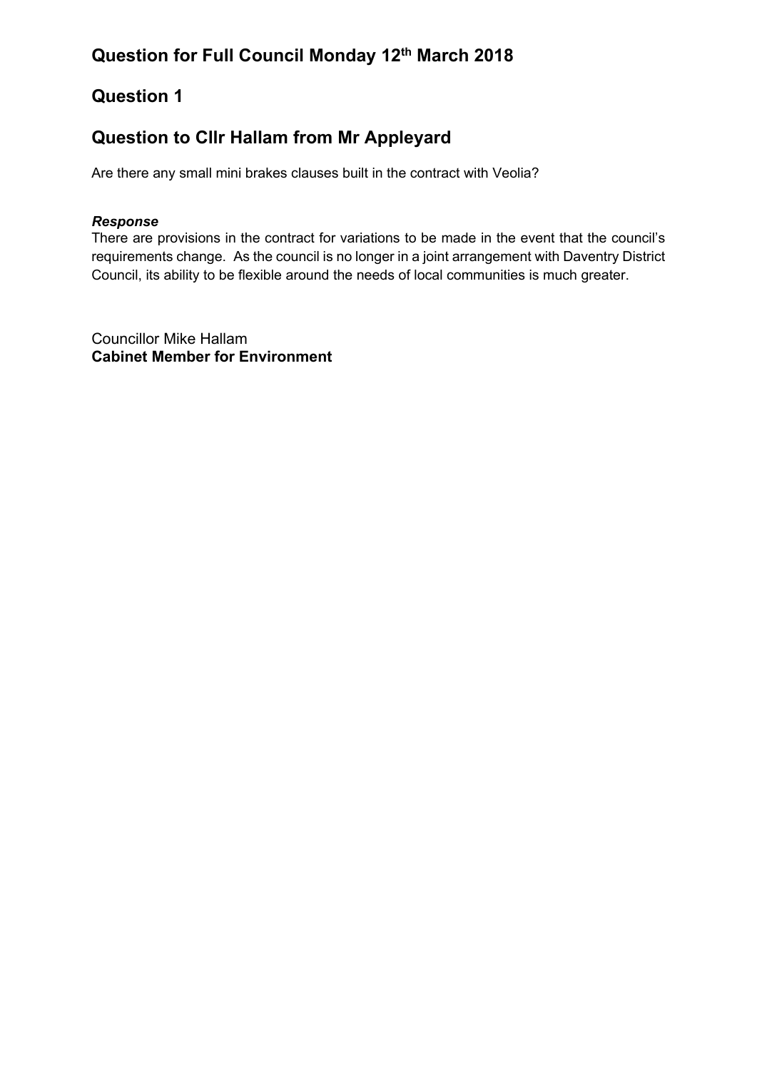## Question for Full Council Monday 12th March 2018

## Question 1

## Question to Cllr Hallam from Mr Appleyard

Are there any small mini brakes clauses built in the contract with Veolia?

***Response***
There are provisions in the contract for variations to be made in the event that the council's requirements change. As the council is no longer in a joint arrangement with Daventry District Council, its ability to be flexible around the needs of local communities is much greater.

Councillor Mike Hallam
**Cabinet Member for Environment**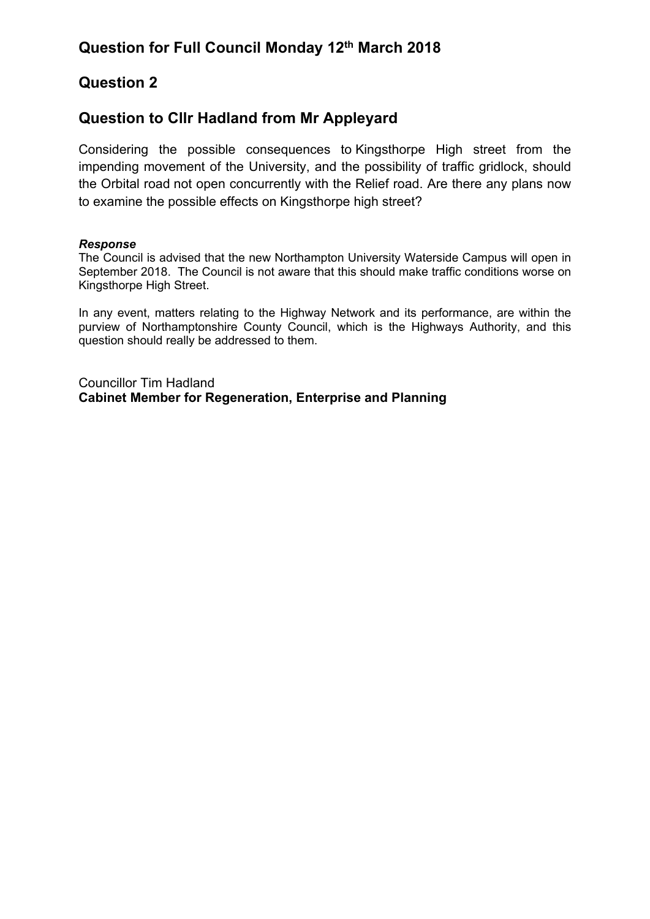## Question for Full Council Monday 12th March 2018

## Question 2

## Question to Cllr Hadland from Mr Appleyard

Considering the possible consequences to Kingsthorpe High street from the impending movement of the University, and the possibility of traffic gridlock, should the Orbital road not open concurrently with the Relief road. Are there any plans now to examine the possible effects on Kingsthorpe high street?

***Response***

The Council is advised that the new Northampton University Waterside Campus will open in September 2018. The Council is not aware that this should make traffic conditions worse on Kingsthorpe High Street.

In any event, matters relating to the Highway Network and its performance, are within the purview of Northamptonshire County Council, which is the Highways Authority, and this question should really be addressed to them.

Councillor Tim Hadland
**Cabinet Member for Regeneration, Enterprise and Planning**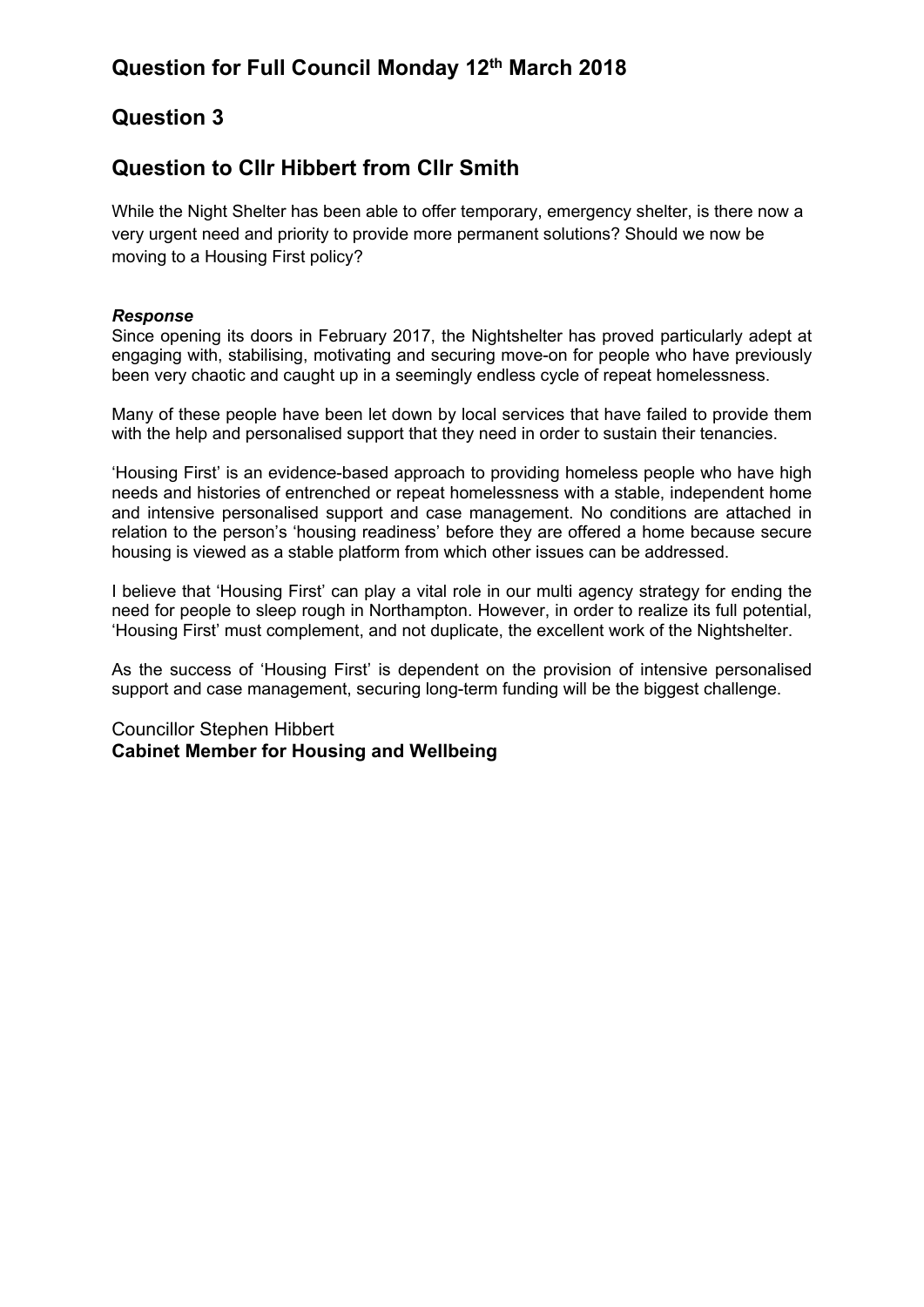## Question for Full Council Monday 12th March 2018

## Question 3

## Question to Cllr Hibbert from Cllr Smith

While the Night Shelter has been able to offer temporary, emergency shelter, is there now a very urgent need and priority to provide more permanent solutions? Should we now be moving to a Housing First policy?

***Response***

Since opening its doors in February 2017, the Nightshelter has proved particularly adept at engaging with, stabilising, motivating and securing move-on for people who have previously been very chaotic and caught up in a seemingly endless cycle of repeat homelessness.

Many of these people have been let down by local services that have failed to provide them with the help and personalised support that they need in order to sustain their tenancies.

'Housing First' is an evidence-based approach to providing homeless people who have high needs and histories of entrenched or repeat homelessness with a stable, independent home and intensive personalised support and case management. No conditions are attached in relation to the person's 'housing readiness' before they are offered a home because secure housing is viewed as a stable platform from which other issues can be addressed.

I believe that 'Housing First' can play a vital role in our multi agency strategy for ending the need for people to sleep rough in Northampton. However, in order to realize its full potential, 'Housing First' must complement, and not duplicate, the excellent work of the Nightshelter.

As the success of 'Housing First' is dependent on the provision of intensive personalised support and case management, securing long-term funding will be the biggest challenge.

Councillor Stephen Hibbert
**Cabinet Member for Housing and Wellbeing**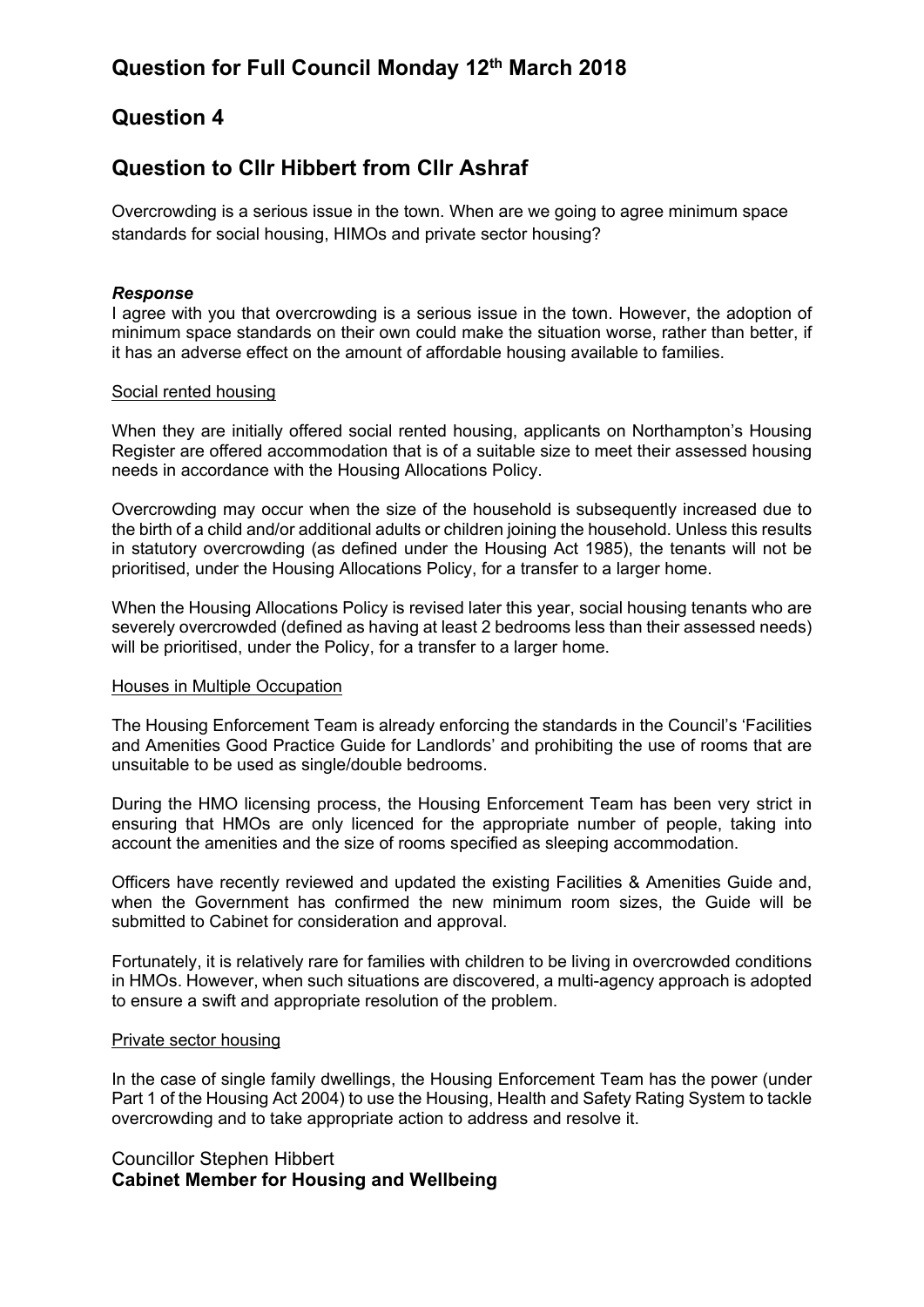# Question for Full Council Monday 12th March 2018

## Question 4

## Question to Cllr Hibbert from Cllr Ashraf

Overcrowding is a serious issue in the town. When are we going to agree minimum space standards for social housing, HIMOs and private sector housing?

***Response***

I agree with you that overcrowding is a serious issue in the town. However, the adoption of minimum space standards on their own could make the situation worse, rather than better, if it has an adverse effect on the amount of affordable housing available to families.

Social rented housing

When they are initially offered social rented housing, applicants on Northampton's Housing Register are offered accommodation that is of a suitable size to meet their assessed housing needs in accordance with the Housing Allocations Policy.

Overcrowding may occur when the size of the household is subsequently increased due to the birth of a child and/or additional adults or children joining the household. Unless this results in statutory overcrowding (as defined under the Housing Act 1985), the tenants will not be prioritised, under the Housing Allocations Policy, for a transfer to a larger home.

When the Housing Allocations Policy is revised later this year, social housing tenants who are severely overcrowded (defined as having at least 2 bedrooms less than their assessed needs) will be prioritised, under the Policy, for a transfer to a larger home.

Houses in Multiple Occupation

The Housing Enforcement Team is already enforcing the standards in the Council's 'Facilities and Amenities Good Practice Guide for Landlords' and prohibiting the use of rooms that are unsuitable to be used as single/double bedrooms.

During the HMO licensing process, the Housing Enforcement Team has been very strict in ensuring that HMOs are only licenced for the appropriate number of people, taking into account the amenities and the size of rooms specified as sleeping accommodation.

Officers have recently reviewed and updated the existing Facilities & Amenities Guide and, when the Government has confirmed the new minimum room sizes, the Guide will be submitted to Cabinet for consideration and approval.

Fortunately, it is relatively rare for families with children to be living in overcrowded conditions in HMOs. However, when such situations are discovered, a multi-agency approach is adopted to ensure a swift and appropriate resolution of the problem.

Private sector housing

In the case of single family dwellings, the Housing Enforcement Team has the power (under Part 1 of the Housing Act 2004) to use the Housing, Health and Safety Rating System to tackle overcrowding and to take appropriate action to address and resolve it.

Councillor Stephen Hibbert
**Cabinet Member for Housing and Wellbeing**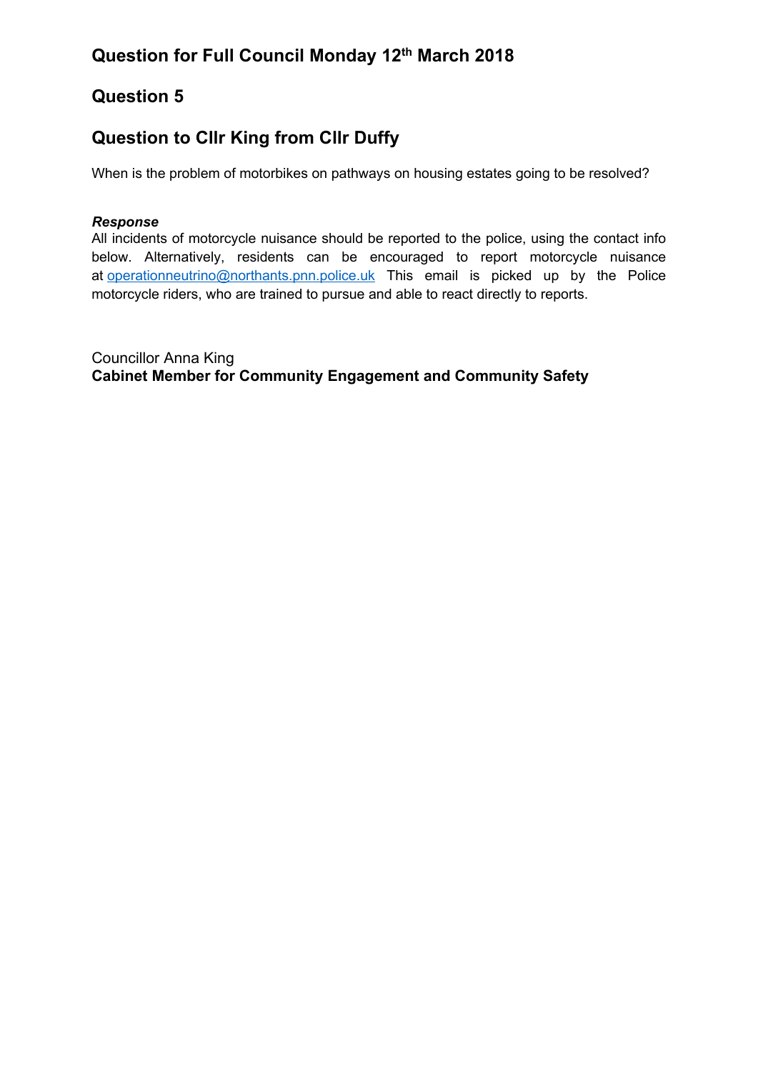## Question for Full Council Monday 12th March 2018

## Question 5

## Question to Cllr King from Cllr Duffy

When is the problem of motorbikes on pathways on housing estates going to be resolved?

***Response***
All incidents of motorcycle nuisance should be reported to the police, using the contact info below. Alternatively, residents can be encouraged to report motorcycle nuisance at operationneutrino@northants.pnn.police.uk This email is picked up by the Police motorcycle riders, who are trained to pursue and able to react directly to reports.

Councillor Anna King
**Cabinet Member for Community Engagement and Community Safety**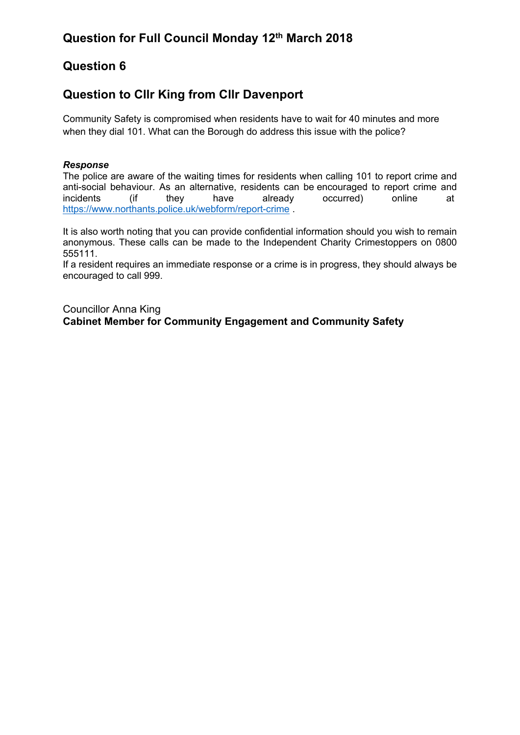## Question for Full Council Monday 12th March 2018

## Question 6

## Question to Cllr King from Cllr Davenport

Community Safety is compromised when residents have to wait for 40 minutes and more when they dial 101. What can the Borough do address this issue with the police?

***Response***

The police are aware of the waiting times for residents when calling 101 to report crime and anti-social behaviour. As an alternative, residents can be encouraged to report crime and incidents (if they have already occurred) online at https://www.northants.police.uk/webform/report-crime .

It is also worth noting that you can provide confidential information should you wish to remain anonymous. These calls can be made to the Independent Charity Crimestoppers on 0800 555111.

If a resident requires an immediate response or a crime is in progress, they should always be encouraged to call 999.

Councillor Anna King
**Cabinet Member for Community Engagement and Community Safety**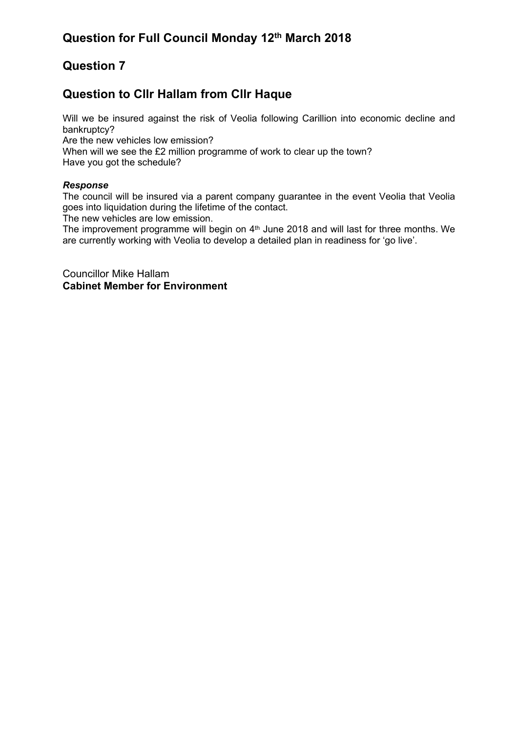# Question for Full Council Monday 12th March 2018

## Question 7

## Question to Cllr Hallam from Cllr Haque

Will we be insured against the risk of Veolia following Carillion into economic decline and bankruptcy?
Are the new vehicles low emission?
When will we see the £2 million programme of work to clear up the town?
Have you got the schedule?

***Response***
The council will be insured via a parent company guarantee in the event Veolia that Veolia goes into liquidation during the lifetime of the contact.
The new vehicles are low emission.
The improvement programme will begin on 4th June 2018 and will last for three months. We are currently working with Veolia to develop a detailed plan in readiness for 'go live'.

Councillor Mike Hallam
**Cabinet Member for Environment**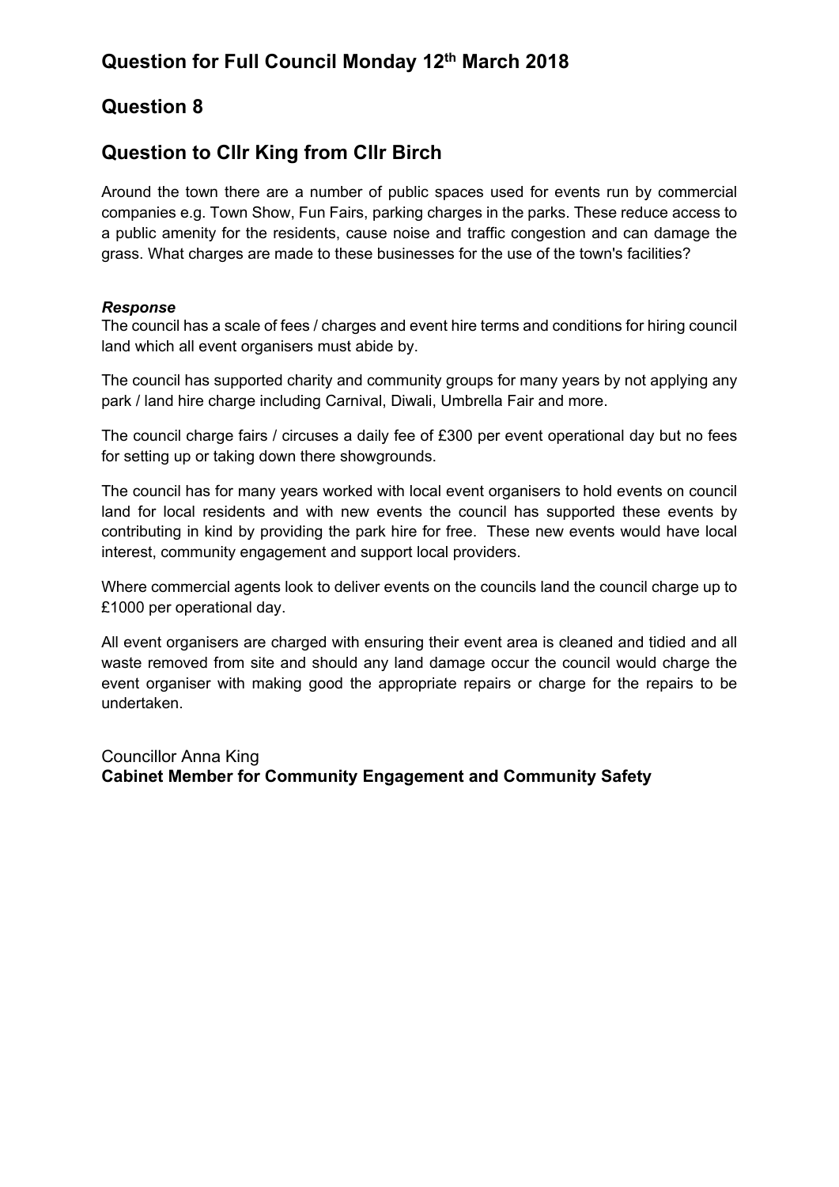## Question for Full Council Monday 12th March 2018

## Question 8

## Question to Cllr King from Cllr Birch

Around the town there are a number of public spaces used for events run by commercial companies e.g. Town Show, Fun Fairs, parking charges in the parks. These reduce access to a public amenity for the residents, cause noise and traffic congestion and can damage the grass. What charges are made to these businesses for the use of the town's facilities?

***Response***

The council has a scale of fees / charges and event hire terms and conditions for hiring council land which all event organisers must abide by.

The council has supported charity and community groups for many years by not applying any park / land hire charge including Carnival, Diwali, Umbrella Fair and more.

The council charge fairs / circuses a daily fee of £300 per event operational day but no fees for setting up or taking down there showgrounds.

The council has for many years worked with local event organisers to hold events on council land for local residents and with new events the council has supported these events by contributing in kind by providing the park hire for free. These new events would have local interest, community engagement and support local providers.

Where commercial agents look to deliver events on the councils land the council charge up to £1000 per operational day.

All event organisers are charged with ensuring their event area is cleaned and tidied and all waste removed from site and should any land damage occur the council would charge the event organiser with making good the appropriate repairs or charge for the repairs to be undertaken.

Councillor Anna King
**Cabinet Member for Community Engagement and Community Safety**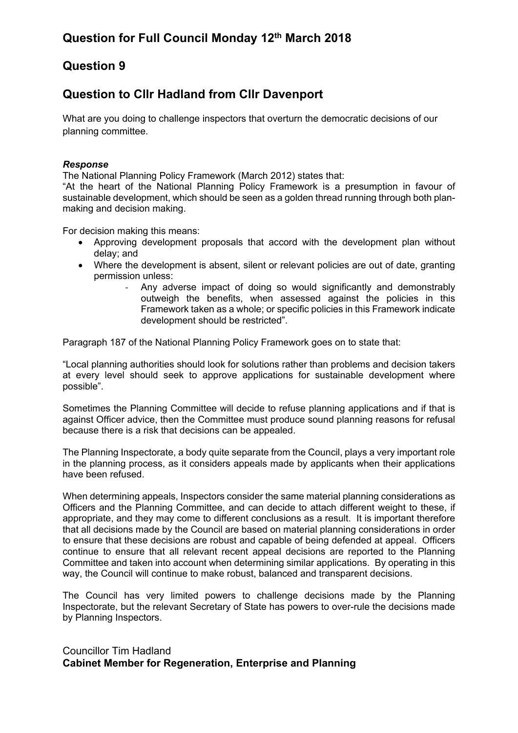## Question for Full Council Monday 12th March 2018

## Question 9

## Question to Cllr Hadland from Cllr Davenport

What are you doing to challenge inspectors that overturn the democratic decisions of our planning committee.

***Response***

The National Planning Policy Framework (March 2012) states that:

"At the heart of the National Planning Policy Framework is a presumption in favour of sustainable development, which should be seen as a golden thread running through both plan-making and decision making.

For decision making this means:

- Approving development proposals that accord with the development plan without delay; and
- Where the development is absent, silent or relevant policies are out of date, granting permission unless:
    - Any adverse impact of doing so would significantly and demonstrably outweigh the benefits, when assessed against the policies in this Framework taken as a whole; or specific policies in this Framework indicate development should be restricted".

Paragraph 187 of the National Planning Policy Framework goes on to state that:

"Local planning authorities should look for solutions rather than problems and decision takers at every level should seek to approve applications for sustainable development where possible".

Sometimes the Planning Committee will decide to refuse planning applications and if that is against Officer advice, then the Committee must produce sound planning reasons for refusal because there is a risk that decisions can be appealed.

The Planning Inspectorate, a body quite separate from the Council, plays a very important role in the planning process, as it considers appeals made by applicants when their applications have been refused.

When determining appeals, Inspectors consider the same material planning considerations as Officers and the Planning Committee, and can decide to attach different weight to these, if appropriate, and they may come to different conclusions as a result. It is important therefore that all decisions made by the Council are based on material planning considerations in order to ensure that these decisions are robust and capable of being defended at appeal. Officers continue to ensure that all relevant recent appeal decisions are reported to the Planning Committee and taken into account when determining similar applications. By operating in this way, the Council will continue to make robust, balanced and transparent decisions.

The Council has very limited powers to challenge decisions made by the Planning Inspectorate, but the relevant Secretary of State has powers to over-rule the decisions made by Planning Inspectors.

Councillor Tim Hadland
**Cabinet Member for Regeneration, Enterprise and Planning**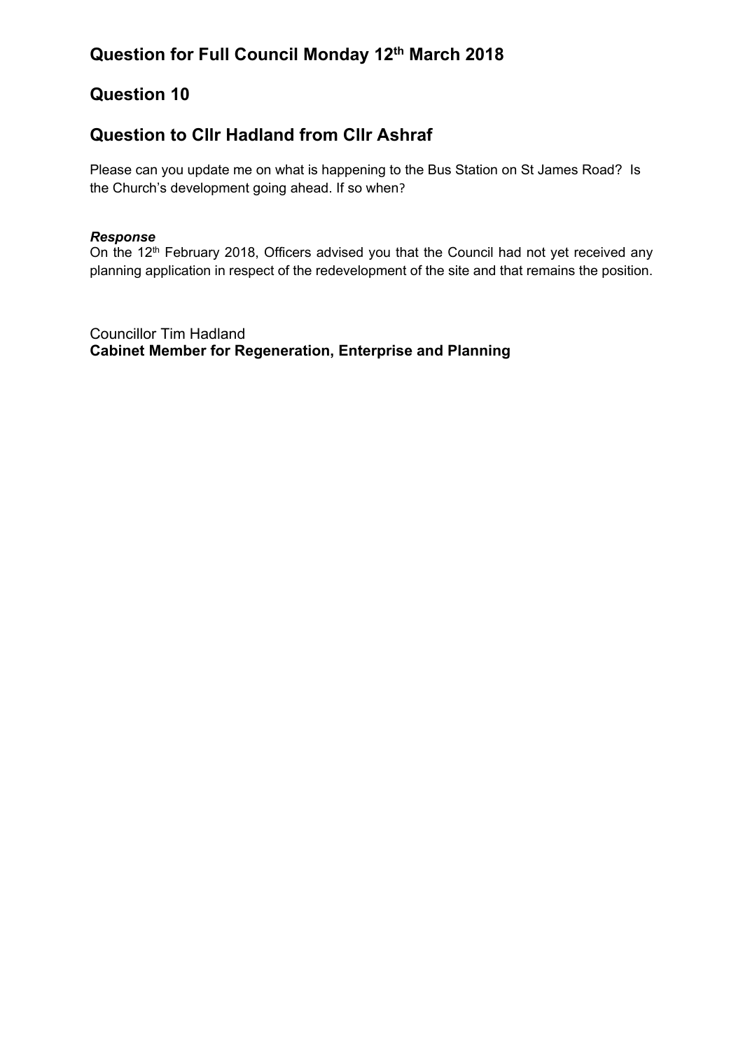## Question for Full Council Monday 12th March 2018

## Question 10

## Question to Cllr Hadland from Cllr Ashraf

Please can you update me on what is happening to the Bus Station on St James Road? Is the Church's development going ahead. If so when?

***Response***
On the 12th February 2018, Officers advised you that the Council had not yet received any planning application in respect of the redevelopment of the site and that remains the position.

Councillor Tim Hadland
**Cabinet Member for Regeneration, Enterprise and Planning**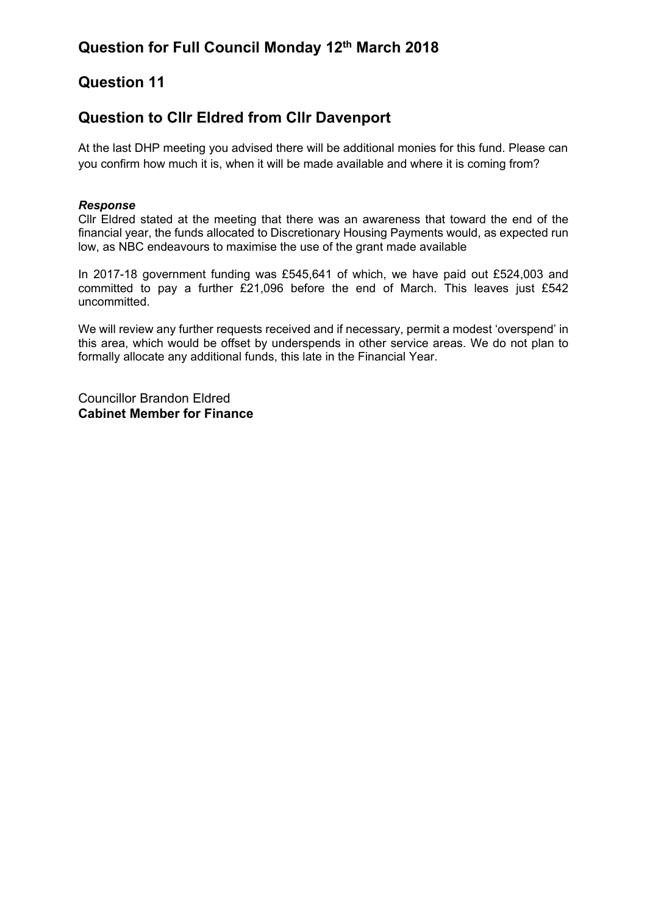# Question for Full Council Monday 12th March 2018

# Question 11

# Question to Cllr Eldred from Cllr Davenport

At the last DHP meeting you advised there will be additional monies for this fund. Please can you confirm how much it is, when it will be made available and where it is coming from?

***Response***

Cllr Eldred stated at the meeting that there was an awareness that toward the end of the financial year, the funds allocated to Discretionary Housing Payments would, as expected run low, as NBC endeavours to maximise the use of the grant made available

In 2017-18 government funding was £545,641 of which, we have paid out £524,003 and committed to pay a further £21,096 before the end of March. This leaves just £542 uncommitted.

We will review any further requests received and if necessary, permit a modest 'overspend' in this area, which would be offset by underspends in other service areas. We do not plan to formally allocate any additional funds, this late in the Financial Year.

Councillor Brandon Eldred
**Cabinet Member for Finance**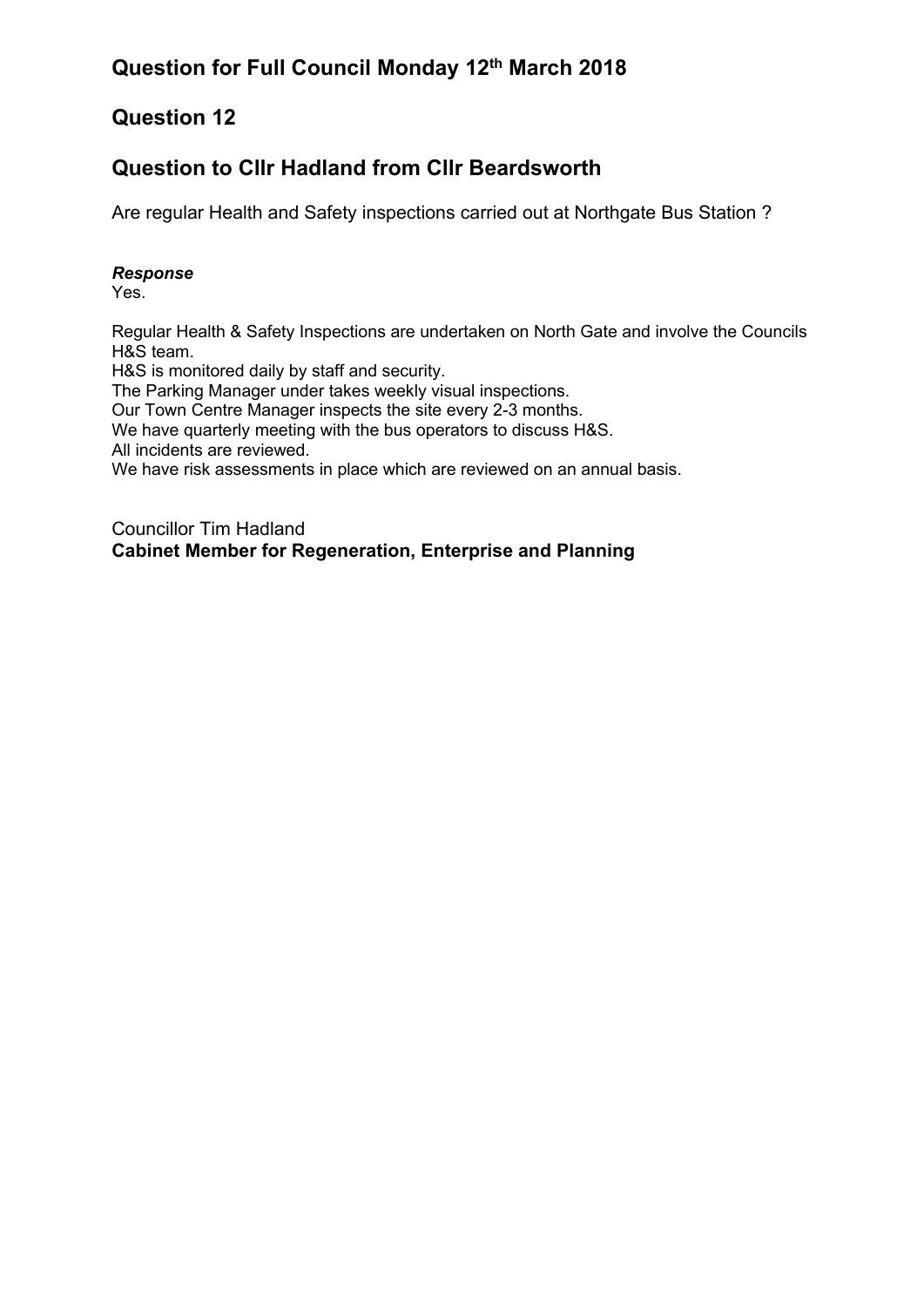## Question for Full Council Monday 12th March 2018

## Question 12

## Question to Cllr Hadland from Cllr Beardsworth

Are regular Health and Safety inspections carried out at Northgate Bus Station ?

***Response***
Yes.

Regular Health & Safety Inspections are undertaken on North Gate and involve the Councils H&S team.
H&S is monitored daily by staff and security.
The Parking Manager under takes weekly visual inspections.
Our Town Centre Manager inspects the site every 2-3 months.
We have quarterly meeting with the bus operators to discuss H&S.
All incidents are reviewed.
We have risk assessments in place which are reviewed on an annual basis.

Councillor Tim Hadland
**Cabinet Member for Regeneration, Enterprise and Planning**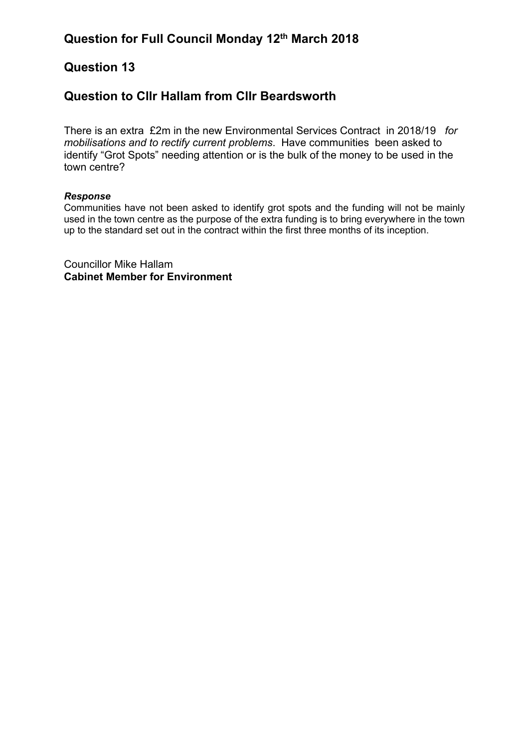## Question for Full Council Monday 12th March 2018

## Question 13

## Question to Cllr Hallam from Cllr Beardsworth

There is an extra £2m in the new Environmental Services Contract in 2018/19 *for mobilisations and to rectify current problems*. Have communities been asked to identify "Grot Spots" needing attention or is the bulk of the money to be used in the town centre?

***Response***

Communities have not been asked to identify grot spots and the funding will not be mainly used in the town centre as the purpose of the extra funding is to bring everywhere in the town up to the standard set out in the contract within the first three months of its inception.

Councillor Mike Hallam
**Cabinet Member for Environment**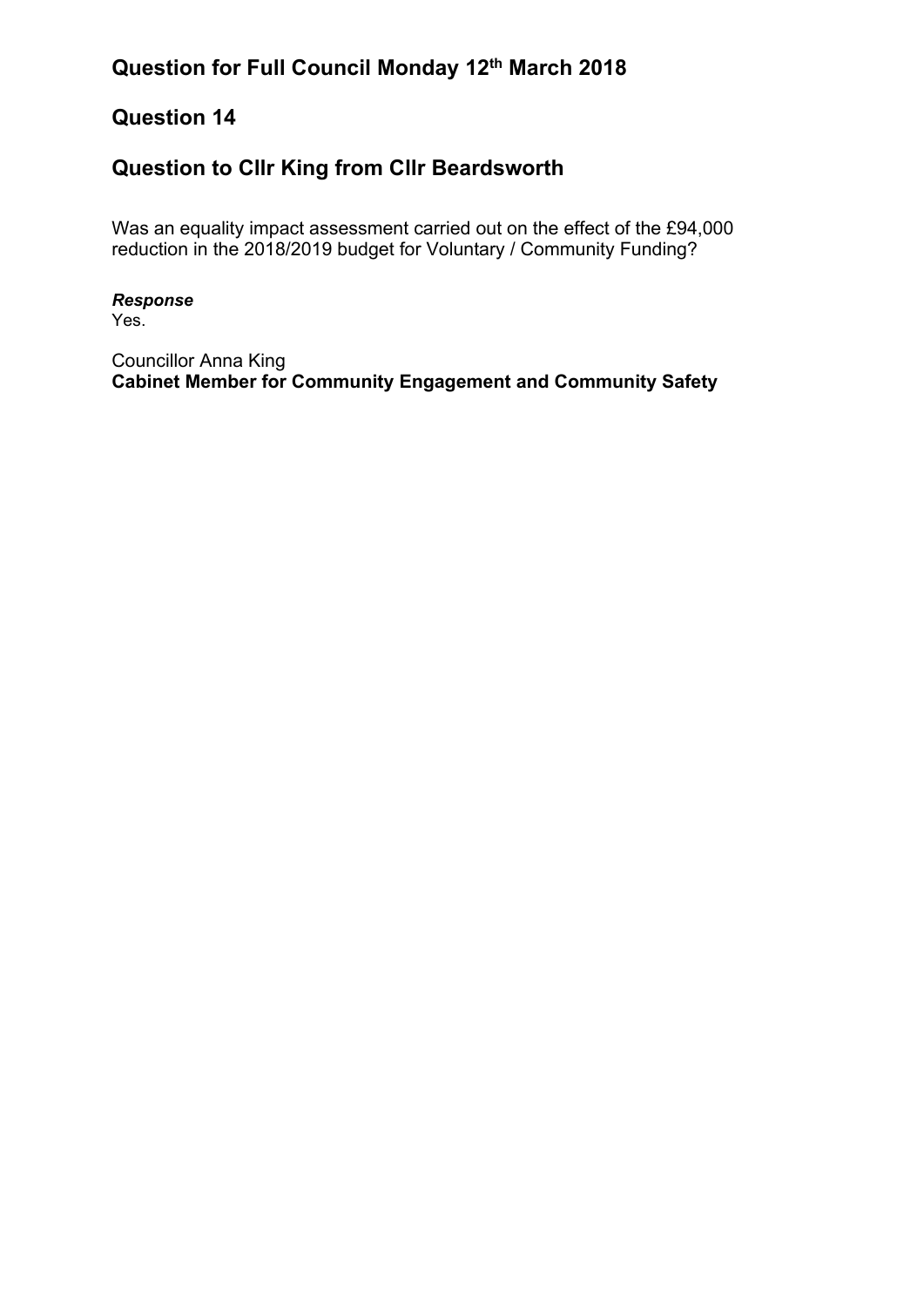## Question for Full Council Monday 12th March 2018

## Question 14

## Question to Cllr King from Cllr Beardsworth

Was an equality impact assessment carried out on the effect of the £94,000 reduction in the 2018/2019 budget for Voluntary / Community Funding?

***Response***
Yes.

Councillor Anna King
**Cabinet Member for Community Engagement and Community Safety**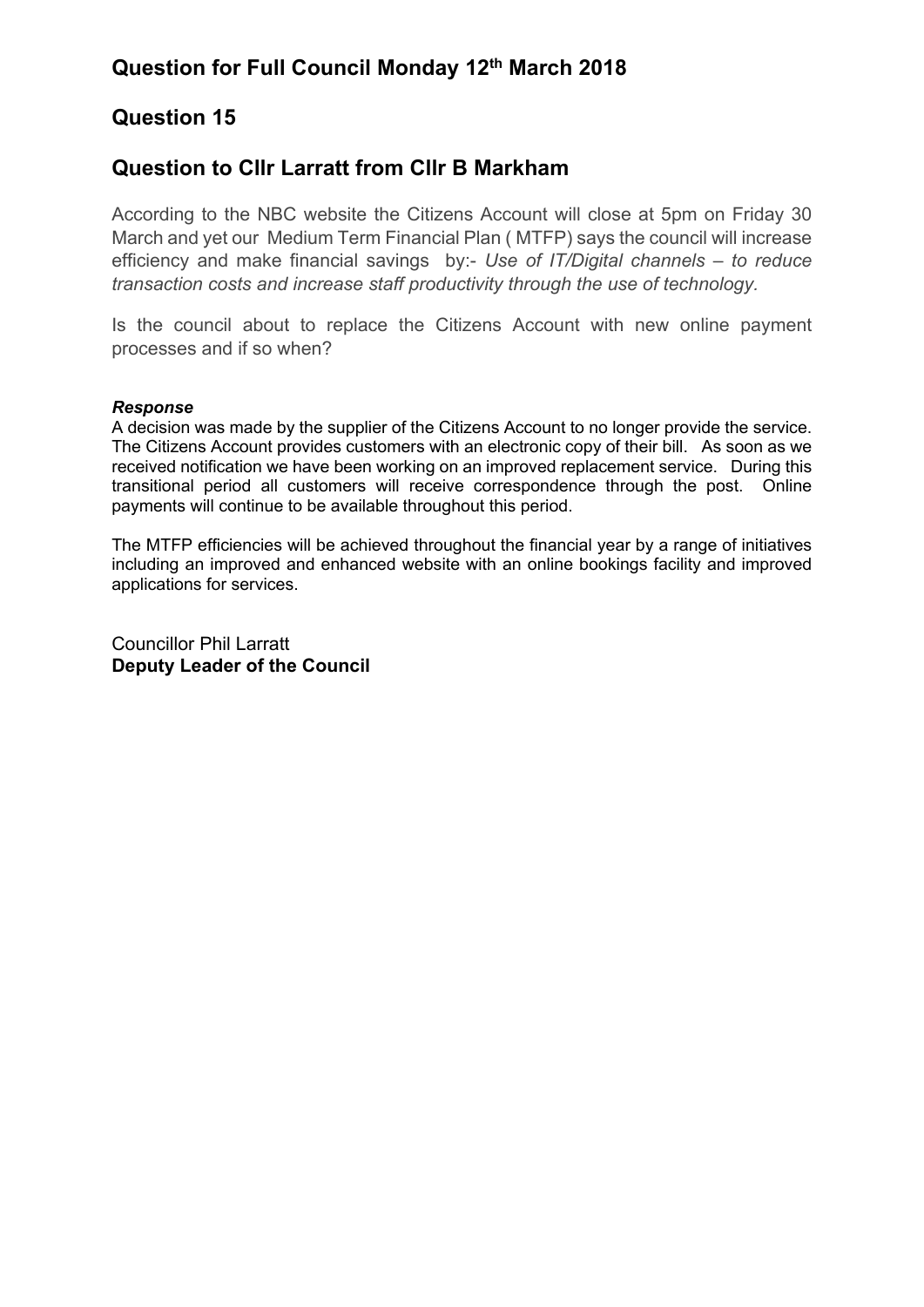## Question for Full Council Monday 12th March 2018

## Question 15

## Question to Cllr Larratt from Cllr B Markham

According to the NBC website the Citizens Account will close at 5pm on Friday 30 March and yet our Medium Term Financial Plan ( MTFP) says the council will increase efficiency and make financial savings by:- *Use of IT/Digital channels – to reduce transaction costs and increase staff productivity through the use of technology.*

Is the council about to replace the Citizens Account with new online payment processes and if so when?

***Response***

A decision was made by the supplier of the Citizens Account to no longer provide the service. The Citizens Account provides customers with an electronic copy of their bill. As soon as we received notification we have been working on an improved replacement service. During this transitional period all customers will receive correspondence through the post. Online payments will continue to be available throughout this period.

The MTFP efficiencies will be achieved throughout the financial year by a range of initiatives including an improved and enhanced website with an online bookings facility and improved applications for services.

Councillor Phil Larratt
**Deputy Leader of the Council**